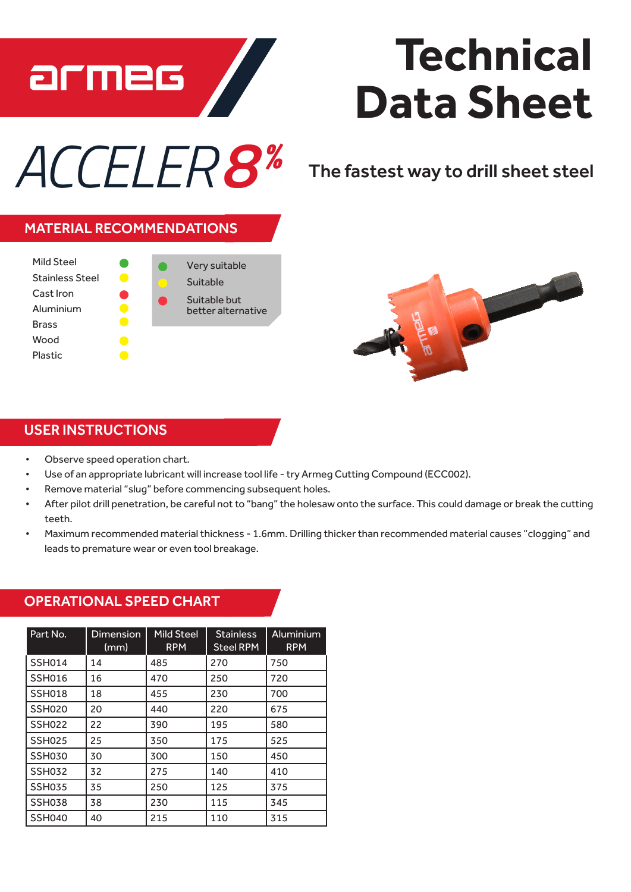# Technical Data Sheet

armeg

ACCELER8%

The fastest way to drill sheet steel

## MATERIAL RECOMMENDATIONS

| Material | Rating |
|---|---|
| Mild Steel | Green |
| Stainless Steel | Yellow |
| Cast Iron | Red |
| Aluminium | Yellow |
| Brass | Yellow |
| Wood | Yellow |
| Plastic | Yellow |

- Green: Very suitable
- Yellow: Suitable
- Red: Suitable but better alternative

## USER INSTRUCTIONS

- Observe speed operation chart.
- Use of an appropriate lubricant will increase tool life - try Armeg Cutting Compound (ECC002).
- Remove material "slug" before commencing subsequent holes.
- After pilot drill penetration, be careful not to "bang" the holesaw onto the surface. This could damage or break the cutting teeth.
- Maximum recommended material thickness - 1.6mm. Drilling thicker than recommended material causes "clogging" and leads to premature wear or even tool breakage.

## OPERATIONAL SPEED CHART

| Part No. | Dimension (mm) | Mild Steel RPM | Stainless Steel RPM | Aluminium RPM |
|---|---|---|---|---|
| SSH014 | 14 | 485 | 270 | 750 |
| SSH016 | 16 | 470 | 250 | 720 |
| SSH018 | 18 | 455 | 230 | 700 |
| SSH020 | 20 | 440 | 220 | 675 |
| SSH022 | 22 | 390 | 195 | 580 |
| SSH025 | 25 | 350 | 175 | 525 |
| SSH030 | 30 | 300 | 150 | 450 |
| SSH032 | 32 | 275 | 140 | 410 |
| SSH035 | 35 | 250 | 125 | 375 |
| SSH038 | 38 | 230 | 115 | 345 |
| SSH040 | 40 | 215 | 110 | 315 |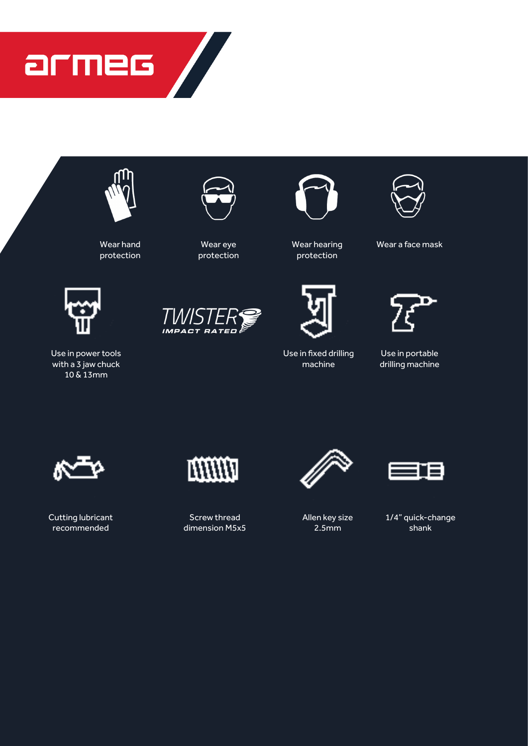armeg

Wear hand protection

Wear eye protection

Wear hearing protection

Wear a face mask

Use in power tools with a 3 jaw chuck 10 & 13mm

TWISTER IMPACT RATED

Use in fixed drilling machine

Use in portable drilling machine

Cutting lubricant recommended

Screw thread dimension M5x5

Allen key size 2.5mm

1/4" quick-change shank